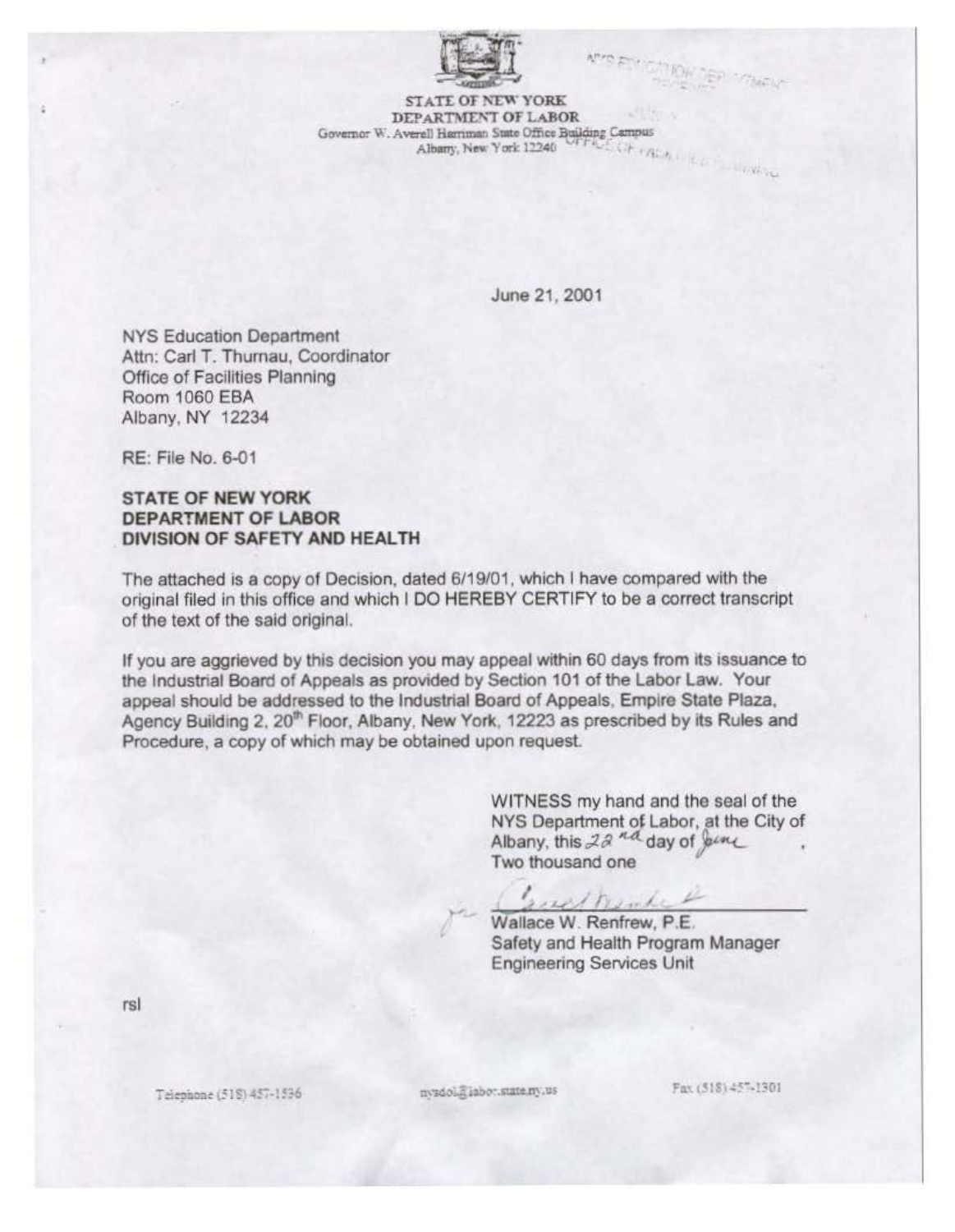STATE OF NEW YORK
DEPARTMENT OF LABOR
Governor W. Averell Harriman State Office Building Campus
Albany, New York 12240

June 21, 2001

NYS Education Department
Attn: Carl T. Thurnau, Coordinator
Office of Facilities Planning
Room 1060 EBA
Albany, NY 12234

RE: File No. 6-01

**STATE OF NEW YORK**
**DEPARTMENT OF LABOR**
**DIVISION OF SAFETY AND HEALTH**

The attached is a copy of Decision, dated 6/19/01, which I have compared with the original filed in this office and which I DO HEREBY CERTIFY to be a correct transcript of the text of the said original.

If you are aggrieved by this decision you may appeal within 60 days from its issuance to the Industrial Board of Appeals as provided by Section 101 of the Labor Law. Your appeal should be addressed to the Industrial Board of Appeals, Empire State Plaza, Agency Building 2, 20th Floor, Albany, New York, 12223 as prescribed by its Rules and Procedure, a copy of which may be obtained upon request.

WITNESS my hand and the seal of the NYS Department of Labor, at the City of Albany, this 22nd day of June, Two thousand one

Wallace W. Renfrew, P.E.
Safety and Health Program Manager
Engineering Services Unit

rsl

Telephone (518) 457-1536 nysdol@labor.state.ny.us Fax (518) 457-1301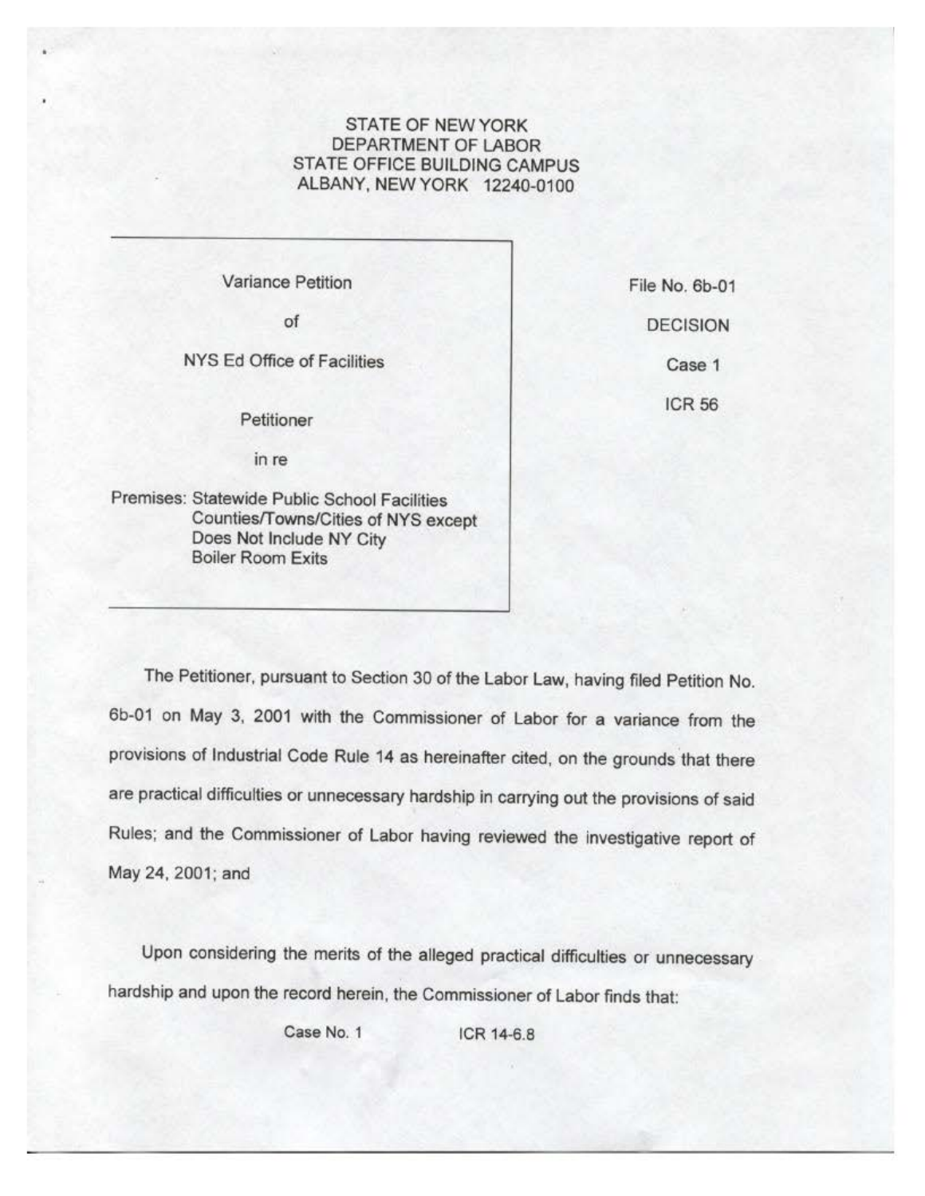STATE OF NEW YORK
DEPARTMENT OF LABOR
STATE OFFICE BUILDING CAMPUS
ALBANY, NEW YORK 12240-0100

| Variance Petition of NYS Ed Office of Facilities, Petitioner, in re Premises: Statewide Public School Facilities Counties/Towns/Cities of NYS except Does Not Include NY City Boiler Room Exits | File No. 6b-01 DECISION Case 1 ICR 56 |
|---|---|

Variance Petition

of

NYS Ed Office of Facilities

Petitioner

in re

Premises: Statewide Public School Facilities
Counties/Towns/Cities of NYS except
Does Not Include NY City
Boiler Room Exits

File No. 6b-01

DECISION

Case 1

ICR 56

The Petitioner, pursuant to Section 30 of the Labor Law, having filed Petition No. 6b-01 on May 3, 2001 with the Commissioner of Labor for a variance from the provisions of Industrial Code Rule 14 as hereinafter cited, on the grounds that there are practical difficulties or unnecessary hardship in carrying out the provisions of said Rules; and the Commissioner of Labor having reviewed the investigative report of May 24, 2001; and

Upon considering the merits of the alleged practical difficulties or unnecessary hardship and upon the record herein, the Commissioner of Labor finds that:

Case No. 1 ICR 14-6.8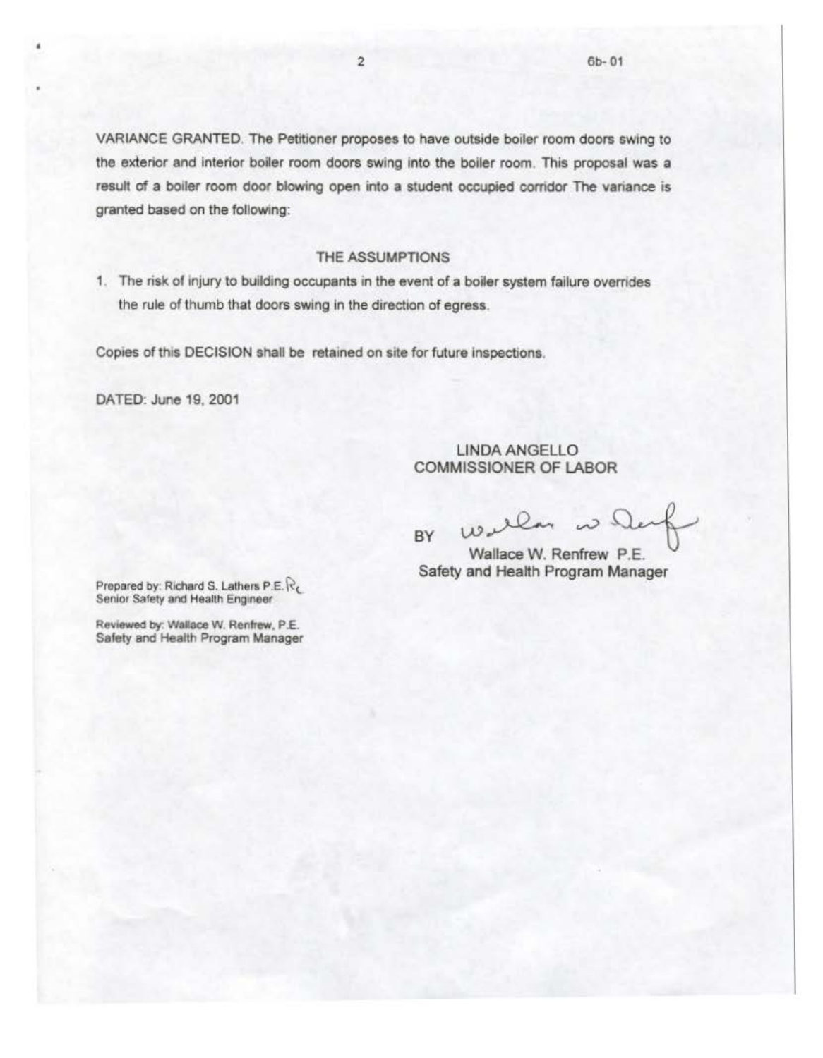VARIANCE GRANTED. The Petitioner proposes to have outside boiler room doors swing to the exterior and interior boiler room doors swing into the boiler room. This proposal was a result of a boiler room door blowing open into a student occupied corridor The variance is granted based on the following:

## THE ASSUMPTIONS

1. The risk of injury to building occupants in the event of a boiler system failure overrides the rule of thumb that doors swing in the direction of egress.

Copies of this DECISION shall be retained on site for future inspections.

DATED: June 19, 2001

LINDA ANGELLO
COMMISSIONER OF LABOR

BY

Wallace W. Renfrew P.E.
Safety and Health Program Manager

Prepared by: Richard S. Lathers P.E.
Senior Safety and Health Engineer

Reviewed by: Wallace W. Renfrew, P.E.
Safety and Health Program Manager